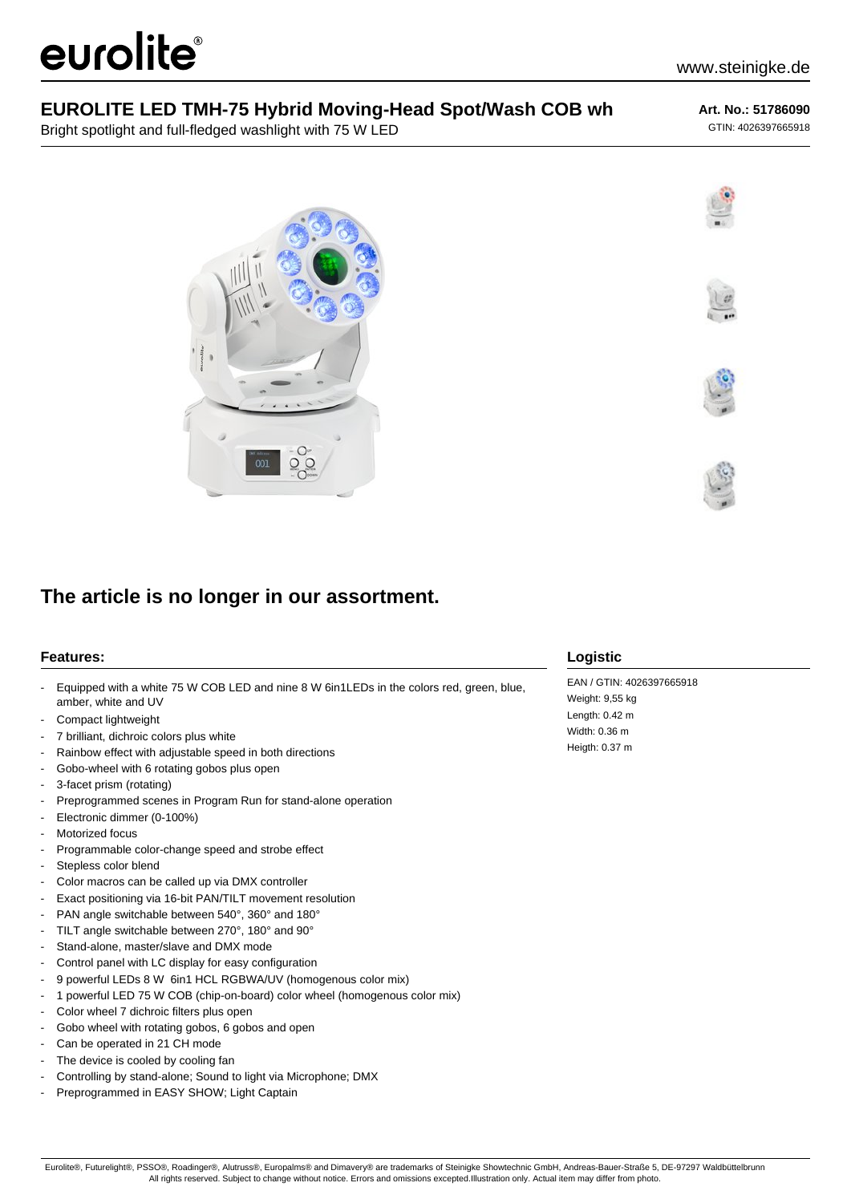eurolite®

www.steinigke.de

# EUROLITE LED TMH-75 Hybrid Moving-Head Spot/Wash COB wh

Bright spotlight and full-fledged washlight with 75 W LED

**Art. No.: 51786090**

GTIN: 4026397665918

## The article is no longer in our assortment.

### Features:

- Equipped with a white 75 W COB LED and nine 8 W 6in1LEDs in the colors red, green, blue, amber, white and UV
- Compact lightweight
- 7 brilliant, dichroic colors plus white
- Rainbow effect with adjustable speed in both directions
- Gobo-wheel with 6 rotating gobos plus open
- 3-facet prism (rotating)
- Preprogrammed scenes in Program Run for stand-alone operation
- Electronic dimmer (0-100%)
- Motorized focus
- Programmable color-change speed and strobe effect
- Stepless color blend
- Color macros can be called up via DMX controller
- Exact positioning via 16-bit PAN/TILT movement resolution
- PAN angle switchable between 540°, 360° and 180°
- TILT angle switchable between 270°, 180° and 90°
- Stand-alone, master/slave and DMX mode
- Control panel with LC display for easy configuration
- 9 powerful LEDs 8 W 6in1 HCL RGBWA/UV (homogenous color mix)
- 1 powerful LED 75 W COB (chip-on-board) color wheel (homogenous color mix)
- Color wheel 7 dichroic filters plus open
- Gobo wheel with rotating gobos, 6 gobos and open
- Can be operated in 21 CH mode
- The device is cooled by cooling fan
- Controlling by stand-alone; Sound to light via Microphone; DMX
- Preprogrammed in EASY SHOW; Light Captain

### Logistic

EAN / GTIN: 4026397665918

Weight: 9,55 kg

Length: 0.42 m

Width: 0.36 m

Heigth: 0.37 m

Eurolite®, Futurelight®, PSSO®, Roadinger®, Alutruss®, Europalms® and Dimavery® are trademarks of Steinigke Showtechnic GmbH, Andreas-Bauer-Straße 5, DE-97297 Waldbüttelbrunn
All rights reserved. Subject to change without notice. Errors and omissions excepted.Illustration only. Actual item may differ from photo.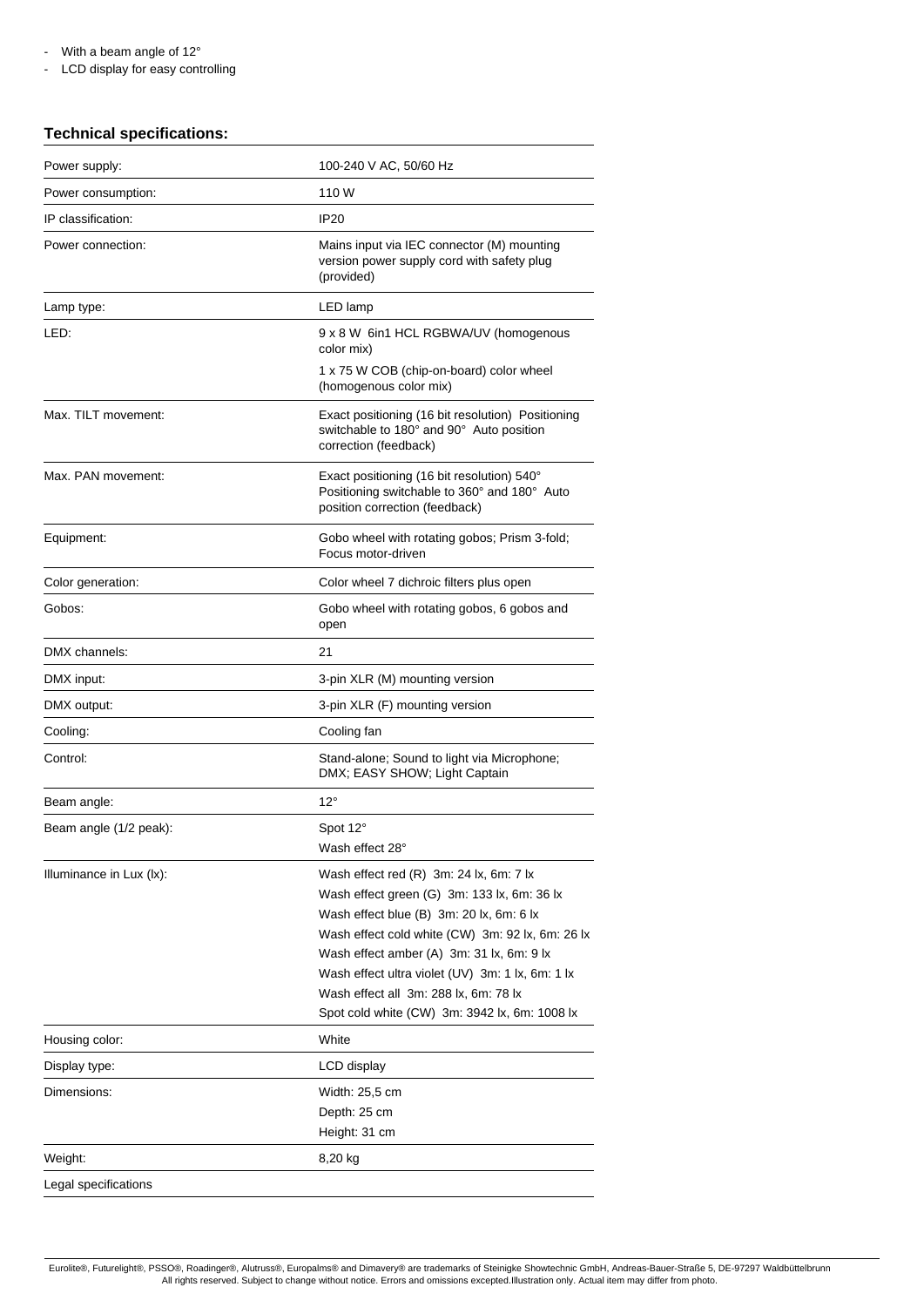- With a beam angle of 12°
- LCD display for easy controlling

**Technical specifications:**

| | |
|---|---|
| Power supply: | 100-240 V AC, 50/60 Hz |
| Power consumption: | 110 W |
| IP classification: | IP20 |
| Power connection: | Mains input via IEC connector (M) mounting version power supply cord with safety plug (provided) |
| Lamp type: | LED lamp |
| LED: | 9 x 8 W 6in1 HCL RGBWA/UV (homogenous color mix)<br>1 x 75 W COB (chip-on-board) color wheel (homogenous color mix) |
| Max. TILT movement: | Exact positioning (16 bit resolution) Positioning switchable to 180° and 90° Auto position correction (feedback) |
| Max. PAN movement: | Exact positioning (16 bit resolution) 540° Positioning switchable to 360° and 180° Auto position correction (feedback) |
| Equipment: | Gobo wheel with rotating gobos; Prism 3-fold; Focus motor-driven |
| Color generation: | Color wheel 7 dichroic filters plus open |
| Gobos: | Gobo wheel with rotating gobos, 6 gobos and open |
| DMX channels: | 21 |
| DMX input: | 3-pin XLR (M) mounting version |
| DMX output: | 3-pin XLR (F) mounting version |
| Cooling: | Cooling fan |
| Control: | Stand-alone; Sound to light via Microphone; DMX; EASY SHOW; Light Captain |
| Beam angle: | 12° |
| Beam angle (1/2 peak): | Spot 12°<br>Wash effect 28° |
| Illuminance in Lux (lx): | Wash effect red (R) 3m: 24 lx, 6m: 7 lx<br>Wash effect green (G) 3m: 133 lx, 6m: 36 lx<br>Wash effect blue (B) 3m: 20 lx, 6m: 6 lx<br>Wash effect cold white (CW) 3m: 92 lx, 6m: 26 lx<br>Wash effect amber (A) 3m: 31 lx, 6m: 9 lx<br>Wash effect ultra violet (UV) 3m: 1 lx, 6m: 1 lx<br>Wash effect all 3m: 288 lx, 6m: 78 lx<br>Spot cold white (CW) 3m: 3942 lx, 6m: 1008 lx |
| Housing color: | White |
| Display type: | LCD display |
| Dimensions: | Width: 25,5 cm<br>Depth: 25 cm<br>Height: 31 cm |
| Weight: | 8,20 kg |
| Legal specifications | |

Eurolite®, Futurelight®, PSSO®, Roadinger®, Alutruss®, Europalms® and Dimavery® are trademarks of Steinigke Showtechnic GmbH, Andreas-Bauer-Straße 5, DE-97297 Waldbüttelbrunn
All rights reserved. Subject to change without notice. Errors and omissions excepted.Illustration only. Actual item may differ from photo.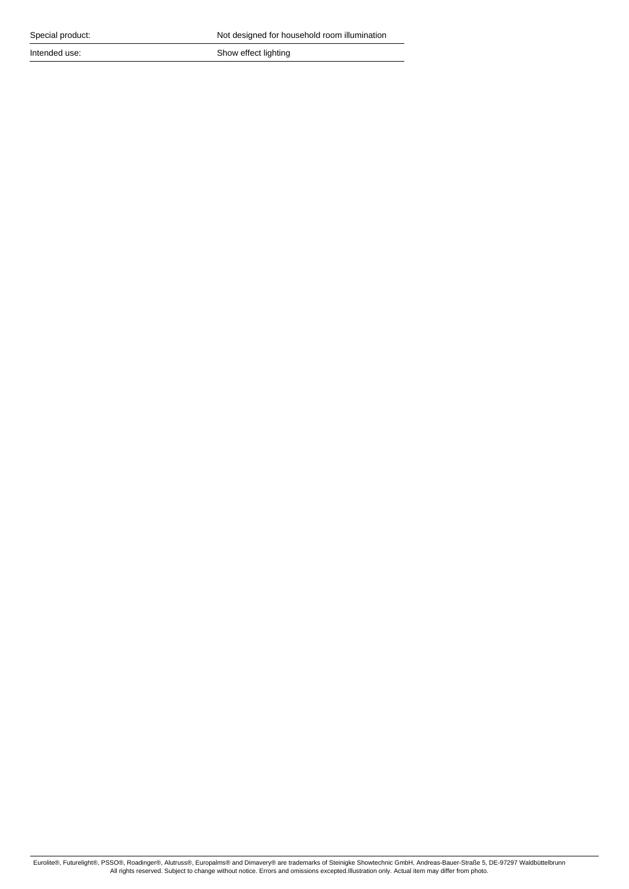| | |
|---|---|
| Special product: | Not designed for household room illumination |
| Intended use: | Show effect lighting |

Eurolite®, Futurelight®, PSSO®, Roadinger®, Alutruss®, Europalms® and Dimavery® are trademarks of Steinigke Showtechnic GmbH, Andreas-Bauer-Straße 5, DE-97297 Waldbüttelbrunn
All rights reserved. Subject to change without notice. Errors and omissions excepted.Illustration only. Actual item may differ from photo.